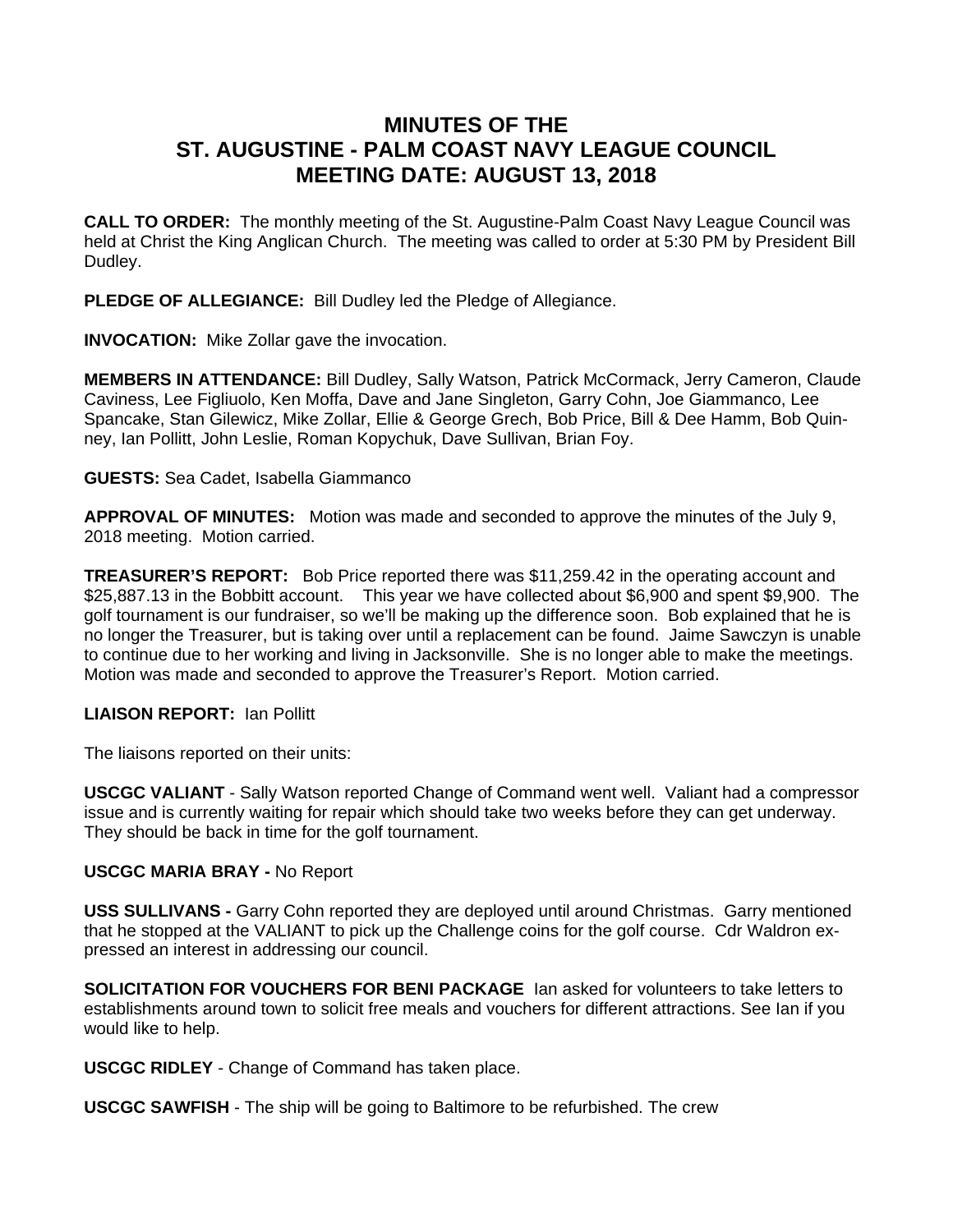# MINUTES OF THE
# ST. AUGUSTINE - PALM COAST NAVY LEAGUE COUNCIL
# MEETING DATE: AUGUST 13, 2018

**CALL TO ORDER:** The monthly meeting of the St. Augustine-Palm Coast Navy League Council was held at Christ the King Anglican Church. The meeting was called to order at 5:30 PM by President Bill Dudley.

**PLEDGE OF ALLEGIANCE:** Bill Dudley led the Pledge of Allegiance.

**INVOCATION:** Mike Zollar gave the invocation.

**MEMBERS IN ATTENDANCE:** Bill Dudley, Sally Watson, Patrick McCormack, Jerry Cameron, Claude Caviness, Lee Figliuolo, Ken Moffa, Dave and Jane Singleton, Garry Cohn, Joe Giammanco, Lee Spancake, Stan Gilewicz, Mike Zollar, Ellie & George Grech, Bob Price, Bill & Dee Hamm, Bob Quinney, Ian Pollitt, John Leslie, Roman Kopychuk, Dave Sullivan, Brian Foy.

**GUESTS:** Sea Cadet, Isabella Giammanco

**APPROVAL OF MINUTES:** Motion was made and seconded to approve the minutes of the July 9, 2018 meeting. Motion carried.

**TREASURER'S REPORT:** Bob Price reported there was $11,259.42 in the operating account and $25,887.13 in the Bobbitt account. This year we have collected about $6,900 and spent $9,900. The golf tournament is our fundraiser, so we'll be making up the difference soon. Bob explained that he is no longer the Treasurer, but is taking over until a replacement can be found. Jaime Sawczyn is unable to continue due to her working and living in Jacksonville. She is no longer able to make the meetings. Motion was made and seconded to approve the Treasurer's Report. Motion carried.

**LIAISON REPORT:** Ian Pollitt

The liaisons reported on their units:

**USCGC VALIANT** - Sally Watson reported Change of Command went well. Valiant had a compressor issue and is currently waiting for repair which should take two weeks before they can get underway. They should be back in time for the golf tournament.

**USCGC MARIA BRAY -** No Report

**USS SULLIVANS -** Garry Cohn reported they are deployed until around Christmas. Garry mentioned that he stopped at the VALIANT to pick up the Challenge coins for the golf course. Cdr Waldron expressed an interest in addressing our council.

**SOLICITATION FOR VOUCHERS FOR BENI PACKAGE** Ian asked for volunteers to take letters to establishments around town to solicit free meals and vouchers for different attractions. See Ian if you would like to help.

**USCGC RIDLEY** - Change of Command has taken place.

**USCGC SAWFISH** - The ship will be going to Baltimore to be refurbished. The crew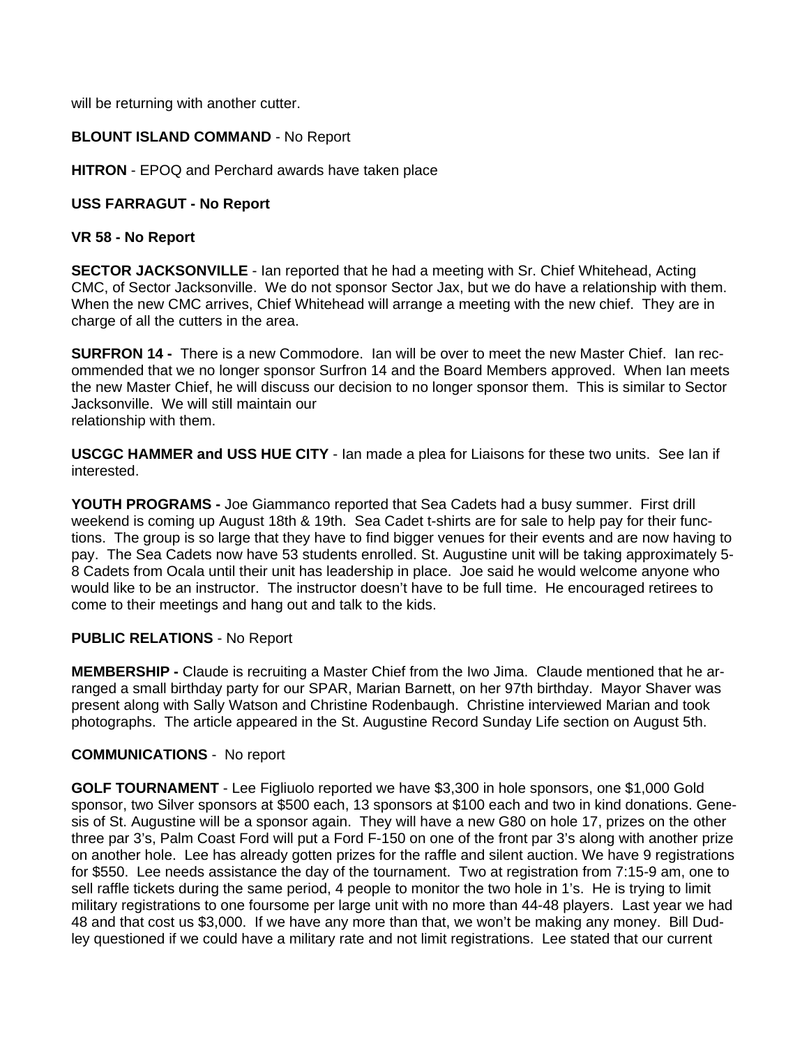will be returning with another cutter.

**BLOUNT ISLAND COMMAND** - No Report

**HITRON** - EPOQ and Perchard awards have taken place

**USS FARRAGUT - No Report**

**VR 58 - No Report**

**SECTOR JACKSONVILLE** - Ian reported that he had a meeting with Sr. Chief Whitehead, Acting CMC, of Sector Jacksonville. We do not sponsor Sector Jax, but we do have a relationship with them. When the new CMC arrives, Chief Whitehead will arrange a meeting with the new chief. They are in charge of all the cutters in the area.

**SURFRON 14 -** There is a new Commodore. Ian will be over to meet the new Master Chief. Ian recommended that we no longer sponsor Surfron 14 and the Board Members approved. When Ian meets the new Master Chief, he will discuss our decision to no longer sponsor them. This is similar to Sector Jacksonville. We will still maintain our relationship with them.

**USCGC HAMMER and USS HUE CITY** - Ian made a plea for Liaisons for these two units. See Ian if interested.

**YOUTH PROGRAMS -** Joe Giammanco reported that Sea Cadets had a busy summer. First drill weekend is coming up August 18th & 19th. Sea Cadet t-shirts are for sale to help pay for their functions. The group is so large that they have to find bigger venues for their events and are now having to pay. The Sea Cadets now have 53 students enrolled. St. Augustine unit will be taking approximately 5-8 Cadets from Ocala until their unit has leadership in place. Joe said he would welcome anyone who would like to be an instructor. The instructor doesn't have to be full time. He encouraged retirees to come to their meetings and hang out and talk to the kids.

**PUBLIC RELATIONS** - No Report

**MEMBERSHIP -** Claude is recruiting a Master Chief from the Iwo Jima. Claude mentioned that he arranged a small birthday party for our SPAR, Marian Barnett, on her 97th birthday. Mayor Shaver was present along with Sally Watson and Christine Rodenbaugh. Christine interviewed Marian and took photographs. The article appeared in the St. Augustine Record Sunday Life section on August 5th.

**COMMUNICATIONS** - No report

**GOLF TOURNAMENT** - Lee Figliuolo reported we have $3,300 in hole sponsors, one $1,000 Gold sponsor, two Silver sponsors at $500 each, 13 sponsors at $100 each and two in kind donations. Genesis of St. Augustine will be a sponsor again. They will have a new G80 on hole 17, prizes on the other three par 3's, Palm Coast Ford will put a Ford F-150 on one of the front par 3's along with another prize on another hole. Lee has already gotten prizes for the raffle and silent auction. We have 9 registrations for $550. Lee needs assistance the day of the tournament. Two at registration from 7:15-9 am, one to sell raffle tickets during the same period, 4 people to monitor the two hole in 1's. He is trying to limit military registrations to one foursome per large unit with no more than 44-48 players. Last year we had 48 and that cost us $3,000. If we have any more than that, we won't be making any money. Bill Dudley questioned if we could have a military rate and not limit registrations. Lee stated that our current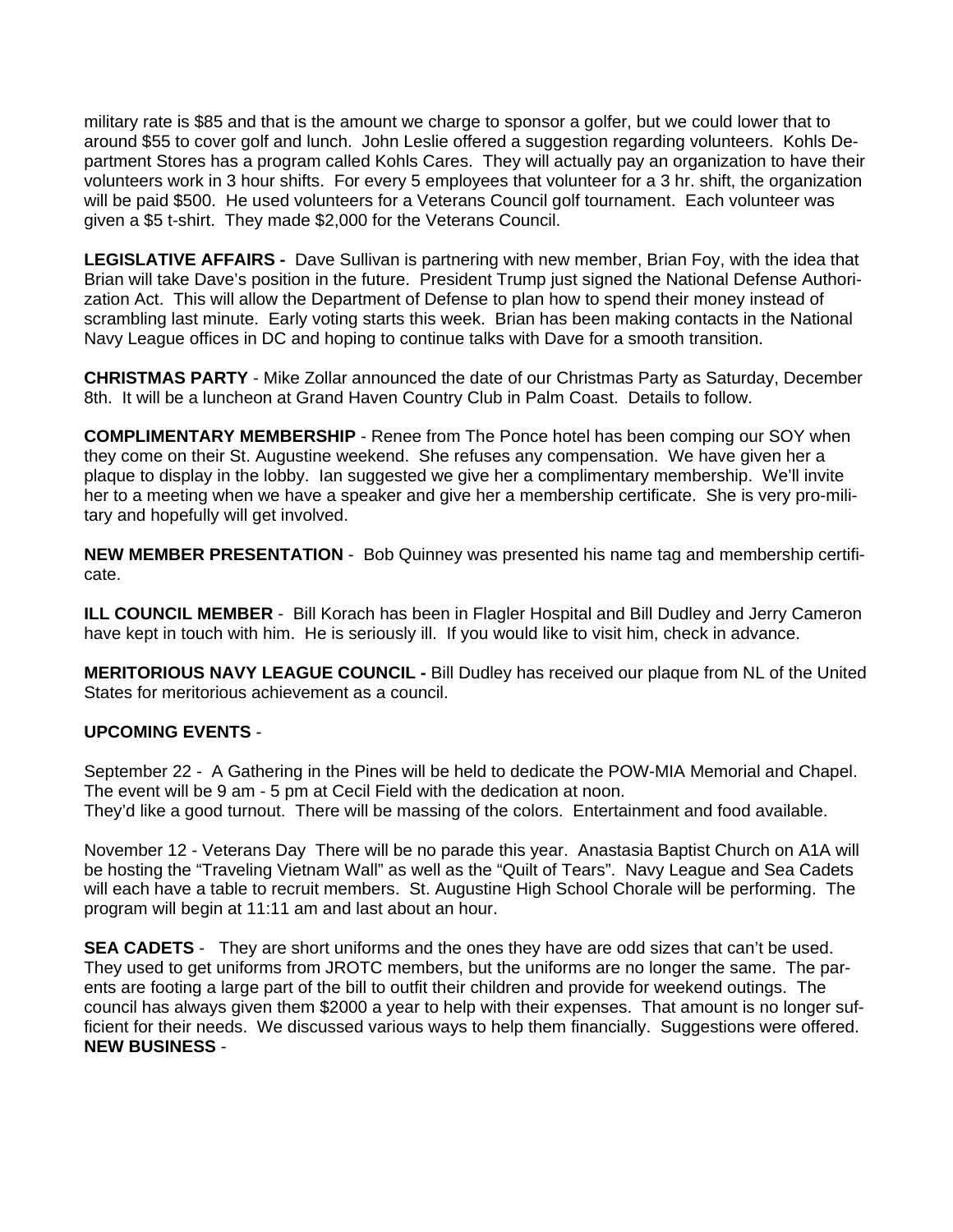military rate is $85 and that is the amount we charge to sponsor a golfer, but we could lower that to around $55 to cover golf and lunch. John Leslie offered a suggestion regarding volunteers. Kohls Department Stores has a program called Kohls Cares. They will actually pay an organization to have their volunteers work in 3 hour shifts. For every 5 employees that volunteer for a 3 hr. shift, the organization will be paid $500. He used volunteers for a Veterans Council golf tournament. Each volunteer was given a $5 t-shirt. They made $2,000 for the Veterans Council.

**LEGISLATIVE AFFAIRS -** Dave Sullivan is partnering with new member, Brian Foy, with the idea that Brian will take Dave's position in the future. President Trump just signed the National Defense Authorization Act. This will allow the Department of Defense to plan how to spend their money instead of scrambling last minute. Early voting starts this week. Brian has been making contacts in the National Navy League offices in DC and hoping to continue talks with Dave for a smooth transition.

**CHRISTMAS PARTY** - Mike Zollar announced the date of our Christmas Party as Saturday, December 8th. It will be a luncheon at Grand Haven Country Club in Palm Coast. Details to follow.

**COMPLIMENTARY MEMBERSHIP** - Renee from The Ponce hotel has been comping our SOY when they come on their St. Augustine weekend. She refuses any compensation. We have given her a plaque to display in the lobby. Ian suggested we give her a complimentary membership. We'll invite her to a meeting when we have a speaker and give her a membership certificate. She is very pro-military and hopefully will get involved.

**NEW MEMBER PRESENTATION** - Bob Quinney was presented his name tag and membership certificate.

**ILL COUNCIL MEMBER** - Bill Korach has been in Flagler Hospital and Bill Dudley and Jerry Cameron have kept in touch with him. He is seriously ill. If you would like to visit him, check in advance.

**MERITORIOUS NAVY LEAGUE COUNCIL -** Bill Dudley has received our plaque from NL of the United States for meritorious achievement as a council.

**UPCOMING EVENTS** -

September 22 - A Gathering in the Pines will be held to dedicate the POW-MIA Memorial and Chapel. The event will be 9 am - 5 pm at Cecil Field with the dedication at noon.
They'd like a good turnout. There will be massing of the colors. Entertainment and food available.

November 12 - Veterans Day There will be no parade this year. Anastasia Baptist Church on A1A will be hosting the "Traveling Vietnam Wall" as well as the "Quilt of Tears". Navy League and Sea Cadets will each have a table to recruit members. St. Augustine High School Chorale will be performing. The program will begin at 11:11 am and last about an hour.

**SEA CADETS** - They are short uniforms and the ones they have are odd sizes that can't be used. They used to get uniforms from JROTC members, but the uniforms are no longer the same. The parents are footing a large part of the bill to outfit their children and provide for weekend outings. The council has always given them $2000 a year to help with their expenses. That amount is no longer sufficient for their needs. We discussed various ways to help them financially. Suggestions were offered.

**NEW BUSINESS** -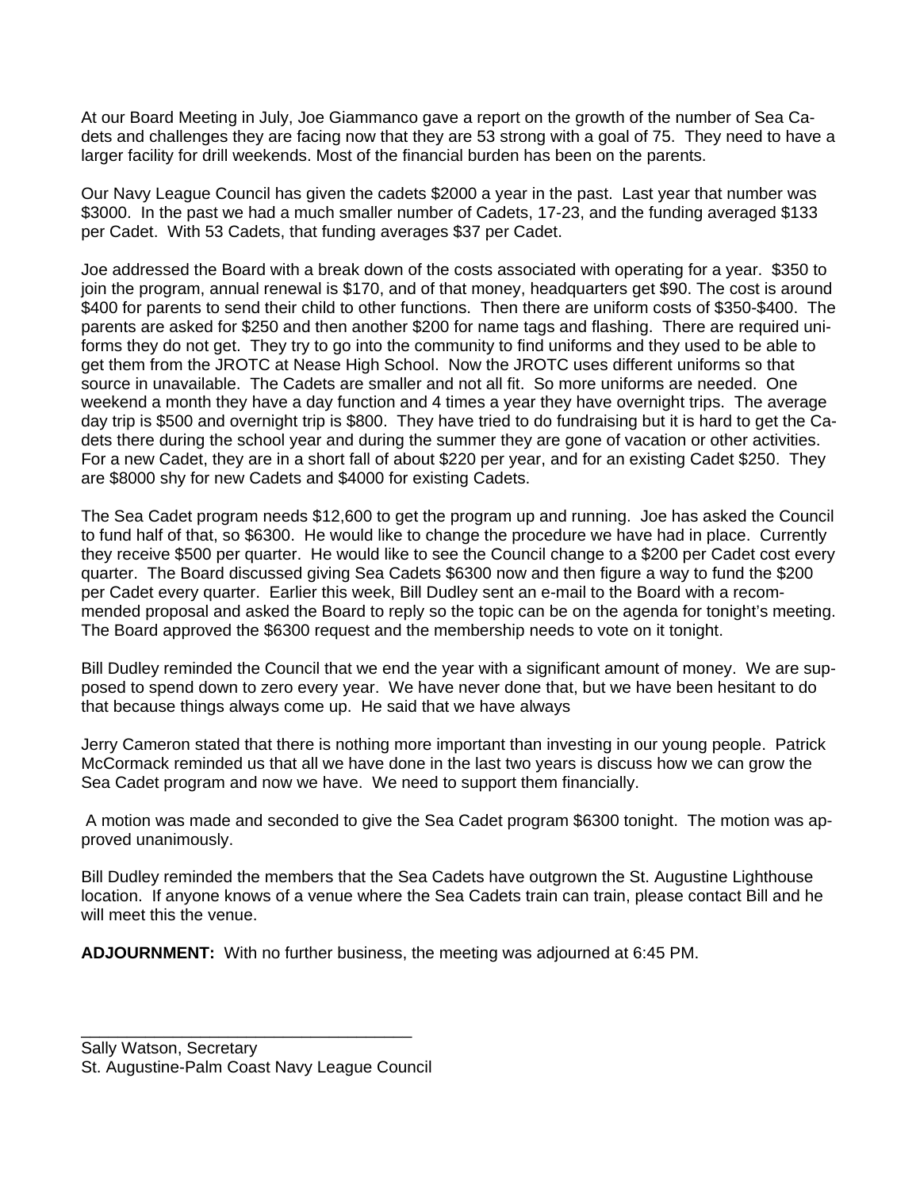At our Board Meeting in July, Joe Giammanco gave a report on the growth of the number of Sea Cadets and challenges they are facing now that they are 53 strong with a goal of 75. They need to have a larger facility for drill weekends. Most of the financial burden has been on the parents.

Our Navy League Council has given the cadets $2000 a year in the past. Last year that number was $3000. In the past we had a much smaller number of Cadets, 17-23, and the funding averaged $133 per Cadet. With 53 Cadets, that funding averages $37 per Cadet.

Joe addressed the Board with a break down of the costs associated with operating for a year. $350 to join the program, annual renewal is $170, and of that money, headquarters get $90. The cost is around $400 for parents to send their child to other functions. Then there are uniform costs of $350-$400. The parents are asked for $250 and then another $200 for name tags and flashing. There are required uniforms they do not get. They try to go into the community to find uniforms and they used to be able to get them from the JROTC at Nease High School. Now the JROTC uses different uniforms so that source in unavailable. The Cadets are smaller and not all fit. So more uniforms are needed. One weekend a month they have a day function and 4 times a year they have overnight trips. The average day trip is $500 and overnight trip is $800. They have tried to do fundraising but it is hard to get the Cadets there during the school year and during the summer they are gone of vacation or other activities. For a new Cadet, they are in a short fall of about $220 per year, and for an existing Cadet $250. They are $8000 shy for new Cadets and $4000 for existing Cadets.

The Sea Cadet program needs $12,600 to get the program up and running. Joe has asked the Council to fund half of that, so $6300. He would like to change the procedure we have had in place. Currently they receive $500 per quarter. He would like to see the Council change to a $200 per Cadet cost every quarter. The Board discussed giving Sea Cadets $6300 now and then figure a way to fund the $200 per Cadet every quarter. Earlier this week, Bill Dudley sent an e-mail to the Board with a recommended proposal and asked the Board to reply so the topic can be on the agenda for tonight's meeting. The Board approved the $6300 request and the membership needs to vote on it tonight.

Bill Dudley reminded the Council that we end the year with a significant amount of money. We are supposed to spend down to zero every year. We have never done that, but we have been hesitant to do that because things always come up. He said that we have always

Jerry Cameron stated that there is nothing more important than investing in our young people. Patrick McCormack reminded us that all we have done in the last two years is discuss how we can grow the Sea Cadet program and now we have. We need to support them financially.

A motion was made and seconded to give the Sea Cadet program $6300 tonight. The motion was approved unanimously.

Bill Dudley reminded the members that the Sea Cadets have outgrown the St. Augustine Lighthouse location. If anyone knows of a venue where the Sea Cadets train can train, please contact Bill and he will meet this the venue.

**ADJOURNMENT:** With no further business, the meeting was adjourned at 6:45 PM.

\_\_\_\_\_\_\_\_\_\_\_\_\_\_\_\_\_\_\_\_\_\_\_\_\_\_\_\_\_\_\_\_\_\_\_\_

Sally Watson, Secretary
St. Augustine-Palm Coast Navy League Council